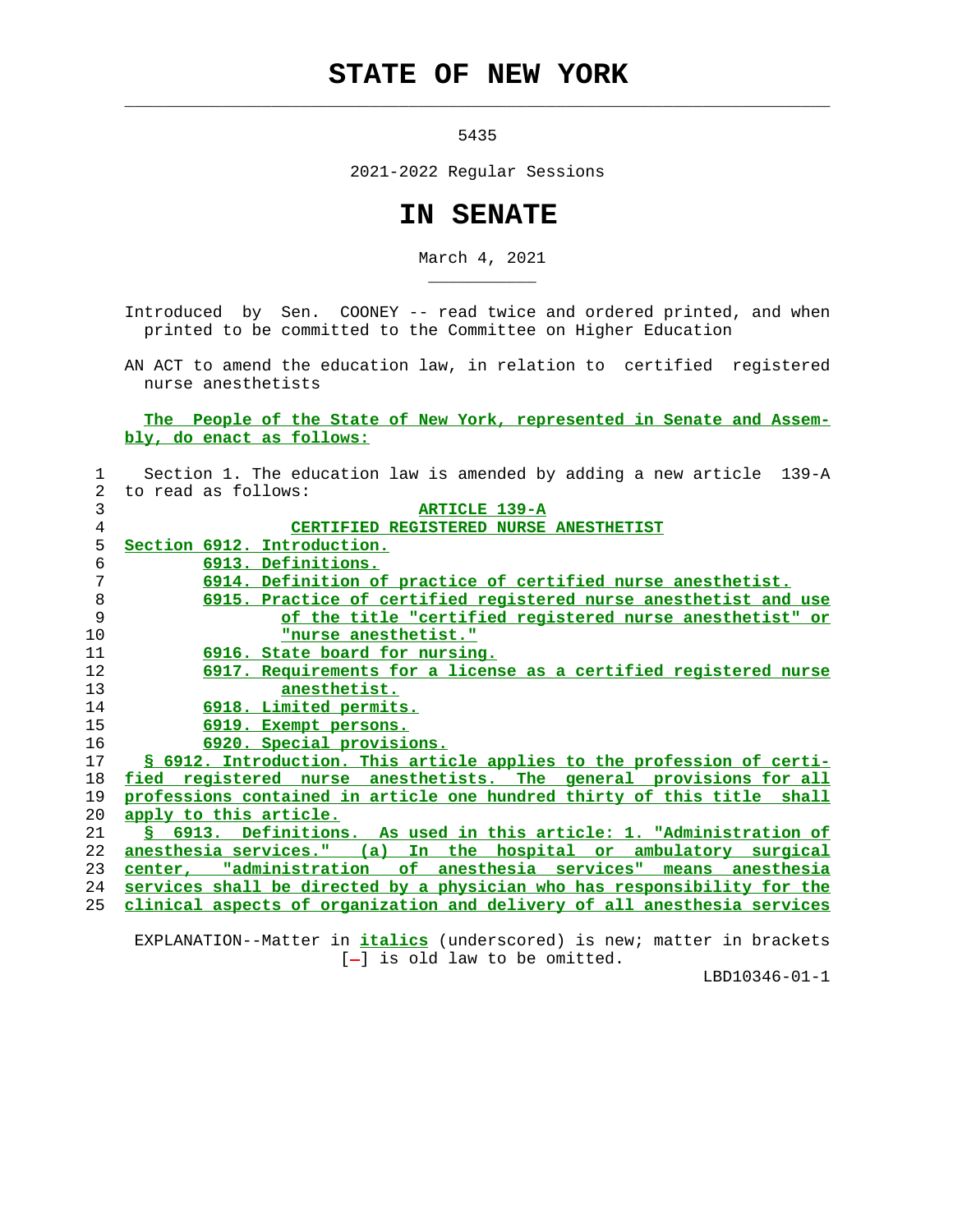# STATE OF NEW YORK

5435

2021-2022 Regular Sessions

# IN SENATE

March 4, 2021

Introduced by Sen. COONEY -- read twice and ordered printed, and when printed to be committed to the Committee on Higher Education

AN ACT to amend the education law, in relation to certified registered nurse anesthetists

**The People of the State of New York, represented in Senate and Assembly, do enact as follows:**

Section 1. The education law is amended by adding a new article 139-A to read as follows:

**ARTICLE 139-A**

**CERTIFIED REGISTERED NURSE ANESTHETIST**

Section 6912. Introduction.
6913. Definitions.
6914. Definition of practice of certified nurse anesthetist.
6915. Practice of certified registered nurse anesthetist and use of the title "certified registered nurse anesthetist" or "nurse anesthetist."
6916. State board for nursing.
6917. Requirements for a license as a certified registered nurse anesthetist.
6918. Limited permits.
6919. Exempt persons.
6920. Special provisions.

§ 6912. Introduction. This article applies to the profession of certified registered nurse anesthetists. The general provisions for all professions contained in article one hundred thirty of this title shall apply to this article.

§ 6913. Definitions. As used in this article: 1. "Administration of anesthesia services." (a) In the hospital or ambulatory surgical center, "administration of anesthesia services" means anesthesia services shall be directed by a physician who has responsibility for the clinical aspects of organization and delivery of all anesthesia services

EXPLANATION--Matter in *italics* (underscored) is new; matter in brackets [-] is old law to be omitted.

LBD10346-01-1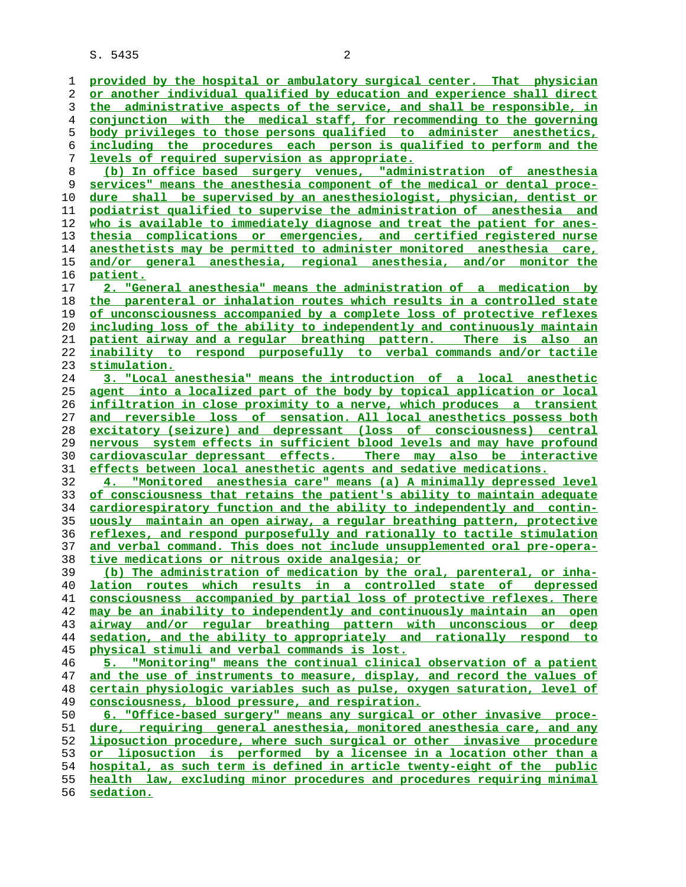provided by the hospital or ambulatory surgical center. That physician or another individual qualified by education and experience shall direct the administrative aspects of the service, and shall be responsible, in conjunction with the medical staff, for recommending to the governing body privileges to those persons qualified to administer anesthetics, including the procedures each person is qualified to perform and the levels of required supervision as appropriate.

(b) In office based surgery venues, "administration of anesthesia services" means the anesthesia component of the medical or dental procedure shall be supervised by an anesthesiologist, physician, dentist or podiatrist qualified to supervise the administration of anesthesia and who is available to immediately diagnose and treat the patient for anesthesia complications or emergencies, and certified registered nurse anesthetists may be permitted to administer monitored anesthesia care, and/or general anesthesia, regional anesthesia, and/or monitor the patient.

2. "General anesthesia" means the administration of a medication by the parenteral or inhalation routes which results in a controlled state of unconsciousness accompanied by a complete loss of protective reflexes including loss of the ability to independently and continuously maintain patient airway and a regular breathing pattern. There is also an inability to respond purposefully to verbal commands and/or tactile stimulation.

3. "Local anesthesia" means the introduction of a local anesthetic agent into a localized part of the body by topical application or local infiltration in close proximity to a nerve, which produces a transient and reversible loss of sensation. All local anesthetics possess both excitatory (seizure) and depressant (loss of consciousness) central nervous system effects in sufficient blood levels and may have profound cardiovascular depressant effects. There may also be interactive effects between local anesthetic agents and sedative medications.

4. "Monitored anesthesia care" means (a) A minimally depressed level of consciousness that retains the patient's ability to maintain adequate cardiorespiratory function and the ability to independently and continuously maintain an open airway, a regular breathing pattern, protective reflexes, and respond purposefully and rationally to tactile stimulation and verbal command. This does not include unsupplemented oral pre-operative medications or nitrous oxide analgesia; or

(b) The administration of medication by the oral, parenteral, or inhalation routes which results in a controlled state of depressed consciousness accompanied by partial loss of protective reflexes. There may be an inability to independently and continuously maintain an open airway and/or regular breathing pattern with unconscious or deep sedation, and the ability to appropriately and rationally respond to physical stimuli and verbal commands is lost.

5. "Monitoring" means the continual clinical observation of a patient and the use of instruments to measure, display, and record the values of certain physiologic variables such as pulse, oxygen saturation, level of consciousness, blood pressure, and respiration.

6. "Office-based surgery" means any surgical or other invasive procedure, requiring general anesthesia, monitored anesthesia care, and any liposuction procedure, where such surgical or other invasive procedure or liposuction is performed by a licensee in a location other than a hospital, as such term is defined in article twenty-eight of the public health law, excluding minor procedures and procedures requiring minimal sedation.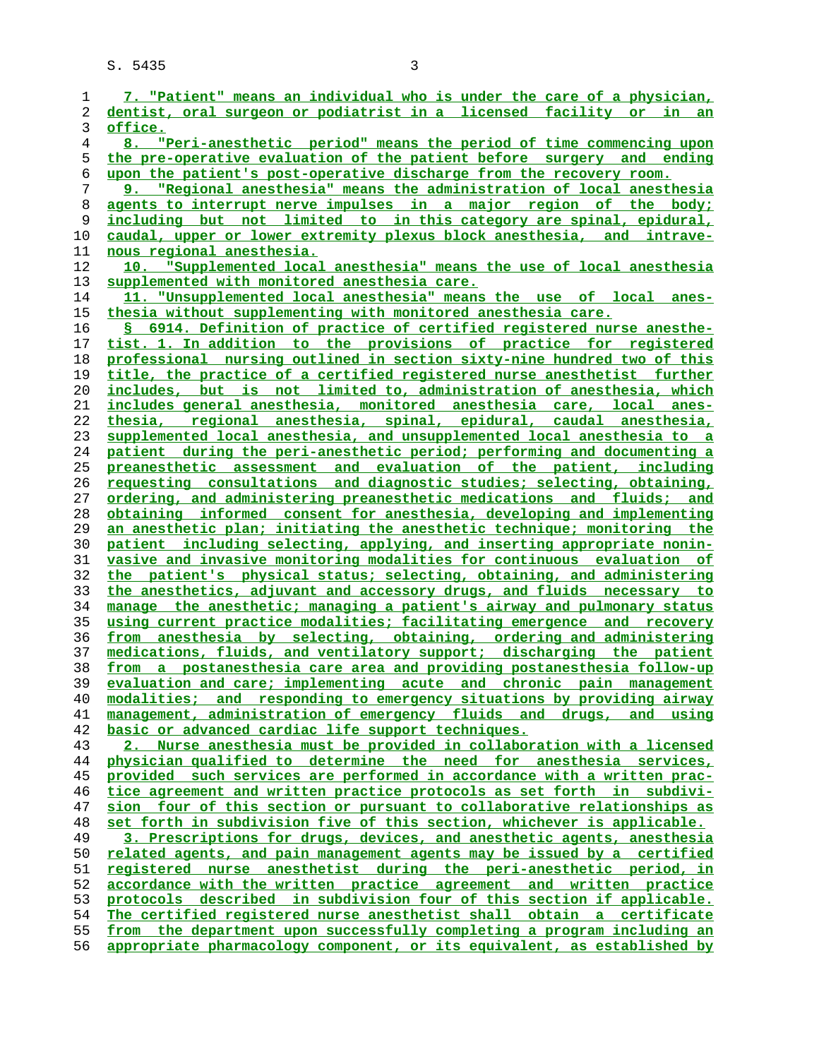7. "Patient" means an individual who is under the care of a physician, dentist, oral surgeon or podiatrist in a licensed facility or in an office.

8. "Peri-anesthetic period" means the period of time commencing upon the pre-operative evaluation of the patient before surgery and ending upon the patient's post-operative discharge from the recovery room.

9. "Regional anesthesia" means the administration of local anesthesia agents to interrupt nerve impulses in a major region of the body; including but not limited to in this category are spinal, epidural, caudal, upper or lower extremity plexus block anesthesia, and intravenous regional anesthesia.

10. "Supplemented local anesthesia" means the use of local anesthesia supplemented with monitored anesthesia care.

11. "Unsupplemented local anesthesia" means the use of local anesthesia without supplementing with monitored anesthesia care.

§ 6914. Definition of practice of certified registered nurse anesthetist. 1. In addition to the provisions of practice for registered professional nursing outlined in section sixty-nine hundred two of this title, the practice of a certified registered nurse anesthetist further includes, but is not limited to, administration of anesthesia, which includes general anesthesia, monitored anesthesia care, local anesthesia, regional anesthesia, spinal, epidural, caudal anesthesia, supplemented local anesthesia, and unsupplemented local anesthesia to a patient during the peri-anesthetic period; performing and documenting a preanesthetic assessment and evaluation of the patient, including requesting consultations and diagnostic studies; selecting, obtaining, ordering, and administering preanesthetic medications and fluids; and obtaining informed consent for anesthesia, developing and implementing an anesthetic plan; initiating the anesthetic technique; monitoring the patient including selecting, applying, and inserting appropriate noninvasive and invasive monitoring modalities for continuous evaluation of the patient's physical status; selecting, obtaining, and administering the anesthetics, adjuvant and accessory drugs, and fluids necessary to manage the anesthetic; managing a patient's airway and pulmonary status using current practice modalities; facilitating emergence and recovery from anesthesia by selecting, obtaining, ordering and administering medications, fluids, and ventilatory support; discharging the patient from a postanesthesia care area and providing postanesthesia follow-up evaluation and care; implementing acute and chronic pain management modalities; and responding to emergency situations by providing airway management, administration of emergency fluids and drugs, and using basic or advanced cardiac life support techniques.

2. Nurse anesthesia must be provided in collaboration with a licensed physician qualified to determine the need for anesthesia services, provided such services are performed in accordance with a written practice agreement and written practice protocols as set forth in subdivision four of this section or pursuant to collaborative relationships as set forth in subdivision five of this section, whichever is applicable.

3. Prescriptions for drugs, devices, and anesthetic agents, anesthesia related agents, and pain management agents may be issued by a certified registered nurse anesthetist during the peri-anesthetic period, in accordance with the written practice agreement and written practice protocols described in subdivision four of this section if applicable. The certified registered nurse anesthetist shall obtain a certificate from the department upon successfully completing a program including an appropriate pharmacology component, or its equivalent, as established by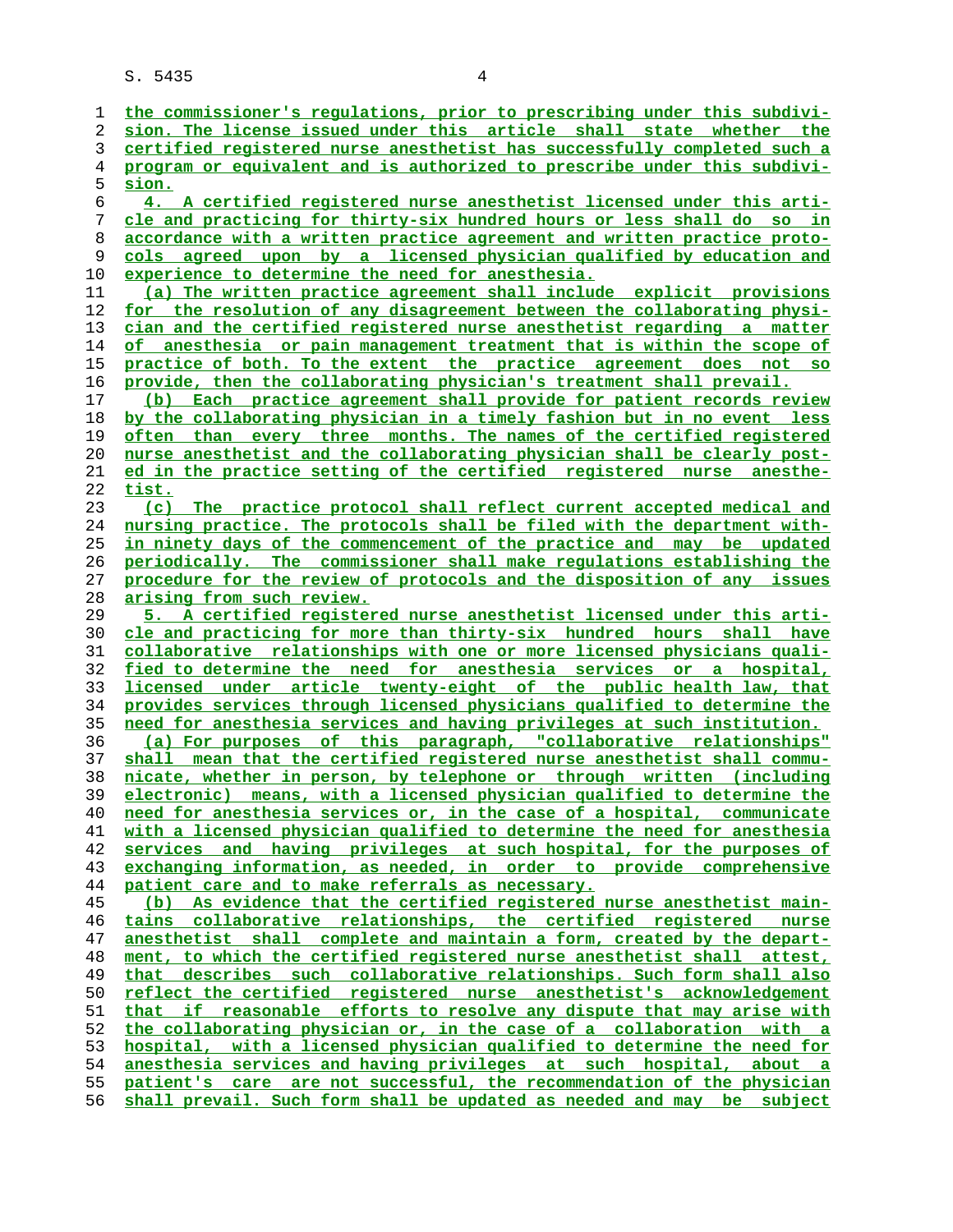the commissioner's regulations, prior to prescribing under this subdivision. The license issued under this article shall state whether the certified registered nurse anesthetist has successfully completed such a program or equivalent and is authorized to prescribe under this subdivision.

4. A certified registered nurse anesthetist licensed under this article and practicing for thirty-six hundred hours or less shall do so in accordance with a written practice agreement and written practice protocols agreed upon by a licensed physician qualified by education and experience to determine the need for anesthesia.

(a) The written practice agreement shall include explicit provisions for the resolution of any disagreement between the collaborating physician and the certified registered nurse anesthetist regarding a matter of anesthesia or pain management treatment that is within the scope of practice of both. To the extent the practice agreement does not so provide, then the collaborating physician's treatment shall prevail.

(b) Each practice agreement shall provide for patient records review by the collaborating physician in a timely fashion but in no event less often than every three months. The names of the certified registered nurse anesthetist and the collaborating physician shall be clearly posted in the practice setting of the certified registered nurse anesthetist.

(c) The practice protocol shall reflect current accepted medical and nursing practice. The protocols shall be filed with the department within ninety days of the commencement of the practice and may be updated periodically. The commissioner shall make regulations establishing the procedure for the review of protocols and the disposition of any issues arising from such review.

5. A certified registered nurse anesthetist licensed under this article and practicing for more than thirty-six hundred hours shall have collaborative relationships with one or more licensed physicians qualified to determine the need for anesthesia services or a hospital, licensed under article twenty-eight of the public health law, that provides services through licensed physicians qualified to determine the need for anesthesia services and having privileges at such institution.

(a) For purposes of this paragraph, "collaborative relationships" shall mean that the certified registered nurse anesthetist shall communicate, whether in person, by telephone or through written (including electronic) means, with a licensed physician qualified to determine the need for anesthesia services or, in the case of a hospital, communicate with a licensed physician qualified to determine the need for anesthesia services and having privileges at such hospital, for the purposes of exchanging information, as needed, in order to provide comprehensive patient care and to make referrals as necessary.

(b) As evidence that the certified registered nurse anesthetist maintains collaborative relationships, the certified registered nurse anesthetist shall complete and maintain a form, created by the department, to which the certified registered nurse anesthetist shall attest, that describes such collaborative relationships. Such form shall also reflect the certified registered nurse anesthetist's acknowledgement that if reasonable efforts to resolve any dispute that may arise with the collaborating physician or, in the case of a collaboration with a hospital, with a licensed physician qualified to determine the need for anesthesia services and having privileges at such hospital, about a patient's care are not successful, the recommendation of the physician shall prevail. Such form shall be updated as needed and may be subject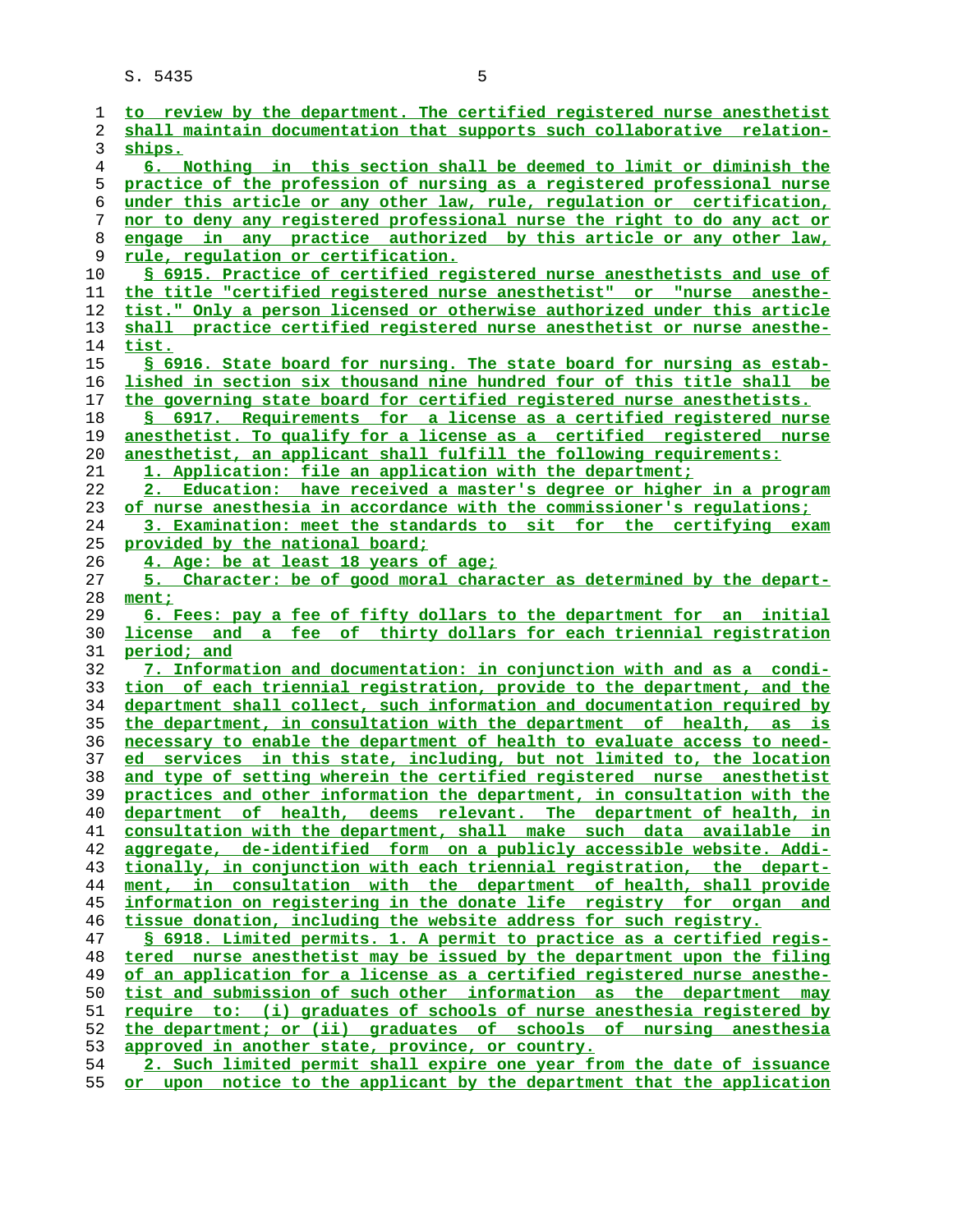to review by the department. The certified registered nurse anesthetist shall maintain documentation that supports such collaborative relationships.

6. Nothing in this section shall be deemed to limit or diminish the practice of the profession of nursing as a registered professional nurse under this article or any other law, rule, regulation or certification, nor to deny any registered professional nurse the right to do any act or engage in any practice authorized by this article or any other law, rule, regulation or certification.

§ 6915. Practice of certified registered nurse anesthetists and use of the title "certified registered nurse anesthetist" or "nurse anesthetist." Only a person licensed or otherwise authorized under this article shall practice certified registered nurse anesthetist or nurse anesthetist.

§ 6916. State board for nursing. The state board for nursing as established in section six thousand nine hundred four of this title shall be the governing state board for certified registered nurse anesthetists.

§ 6917. Requirements for a license as a certified registered nurse anesthetist. To qualify for a license as a certified registered nurse anesthetist, an applicant shall fulfill the following requirements:

1. Application: file an application with the department;

2. Education: have received a master's degree or higher in a program of nurse anesthesia in accordance with the commissioner's regulations;

3. Examination: meet the standards to sit for the certifying exam provided by the national board;

4. Age: be at least 18 years of age;

5. Character: be of good moral character as determined by the department;

6. Fees: pay a fee of fifty dollars to the department for an initial license and a fee of thirty dollars for each triennial registration period; and

7. Information and documentation: in conjunction with and as a condition of each triennial registration, provide to the department, and the department shall collect, such information and documentation required by the department, in consultation with the department of health, as is necessary to enable the department of health to evaluate access to needed services in this state, including, but not limited to, the location and type of setting wherein the certified registered nurse anesthetist practices and other information the department, in consultation with the department of health, deems relevant. The department of health, in consultation with the department, shall make such data available in aggregate, de-identified form on a publicly accessible website. Additionally, in conjunction with each triennial registration, the department, in consultation with the department of health, shall provide information on registering in the donate life registry for organ and tissue donation, including the website address for such registry.

§ 6918. Limited permits. 1. A permit to practice as a certified registered nurse anesthetist may be issued by the department upon the filing of an application for a license as a certified registered nurse anesthetist and submission of such other information as the department may require to: (i) graduates of schools of nurse anesthesia registered by the department; or (ii) graduates of schools of nursing anesthesia approved in another state, province, or country.

2. Such limited permit shall expire one year from the date of issuance or upon notice to the applicant by the department that the application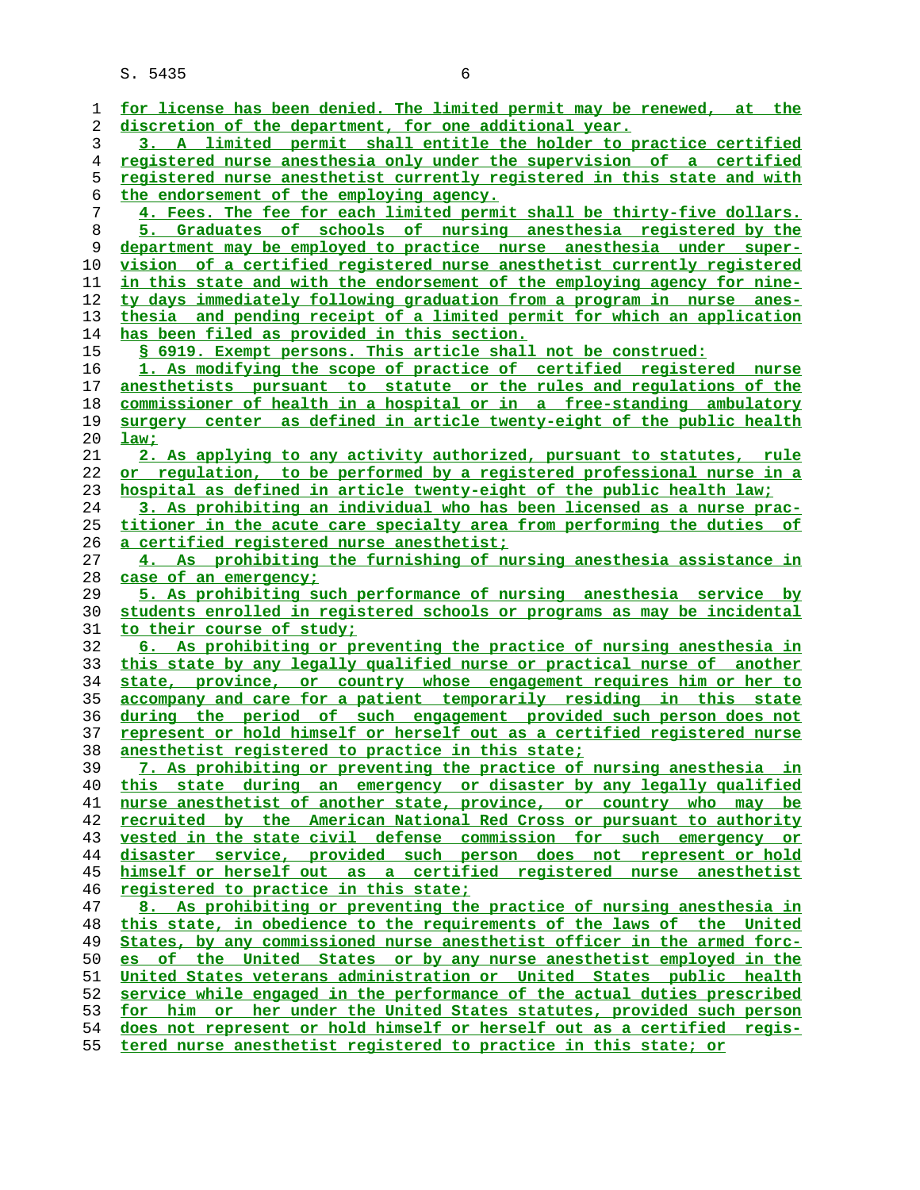for license has been denied. The limited permit may be renewed, at the discretion of the department, for one additional year.

3. A limited permit shall entitle the holder to practice certified registered nurse anesthesia only under the supervision of a certified registered nurse anesthetist currently registered in this state and with the endorsement of the employing agency.

4. Fees. The fee for each limited permit shall be thirty-five dollars.

5. Graduates of schools of nursing anesthesia registered by the department may be employed to practice nurse anesthesia under supervision of a certified registered nurse anesthetist currently registered in this state and with the endorsement of the employing agency for ninety days immediately following graduation from a program in nurse anesthesia and pending receipt of a limited permit for which an application has been filed as provided in this section.

§ 6919. Exempt persons. This article shall not be construed:

1. As modifying the scope of practice of certified registered nurse anesthetists pursuant to statute or the rules and regulations of the commissioner of health in a hospital or in a free-standing ambulatory surgery center as defined in article twenty-eight of the public health law;

2. As applying to any activity authorized, pursuant to statutes, rule or regulation, to be performed by a registered professional nurse in a hospital as defined in article twenty-eight of the public health law;

3. As prohibiting an individual who has been licensed as a nurse practitioner in the acute care specialty area from performing the duties of a certified registered nurse anesthetist;

4. As prohibiting the furnishing of nursing anesthesia assistance in case of an emergency;

5. As prohibiting such performance of nursing anesthesia service by students enrolled in registered schools or programs as may be incidental to their course of study;

6. As prohibiting or preventing the practice of nursing anesthesia in this state by any legally qualified nurse or practical nurse of another state, province, or country whose engagement requires him or her to accompany and care for a patient temporarily residing in this state during the period of such engagement provided such person does not represent or hold himself or herself out as a certified registered nurse anesthetist registered to practice in this state;

7. As prohibiting or preventing the practice of nursing anesthesia in this state during an emergency or disaster by any legally qualified nurse anesthetist of another state, province, or country who may be recruited by the American National Red Cross or pursuant to authority vested in the state civil defense commission for such emergency or disaster service, provided such person does not represent or hold himself or herself out as a certified registered nurse anesthetist registered to practice in this state;

8. As prohibiting or preventing the practice of nursing anesthesia in this state, in obedience to the requirements of the laws of the United States, by any commissioned nurse anesthetist officer in the armed forces of the United States or by any nurse anesthetist employed in the United States veterans administration or United States public health service while engaged in the performance of the actual duties prescribed for him or her under the United States statutes, provided such person does not represent or hold himself or herself out as a certified registered nurse anesthetist registered to practice in this state; or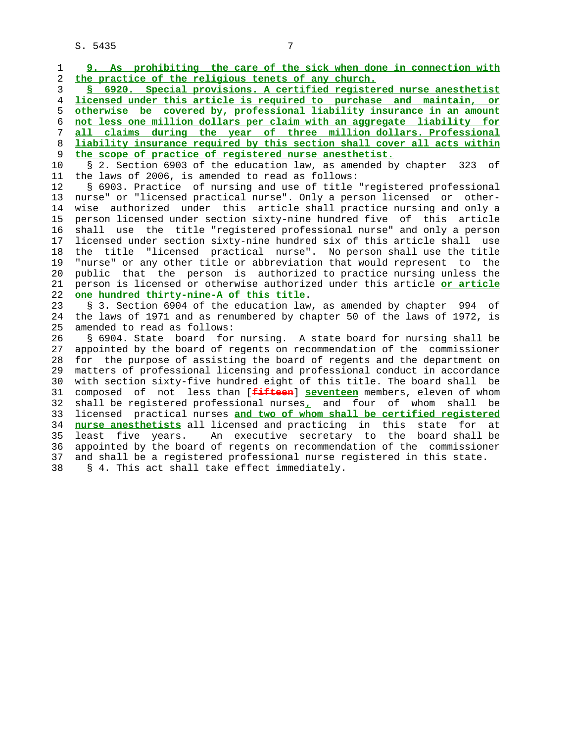9. As prohibiting the care of the sick when done in connection with the practice of the religious tenets of any church.

§ 6920. Special provisions. A certified registered nurse anesthetist licensed under this article is required to purchase and maintain, or otherwise be covered by, professional liability insurance in an amount not less one million dollars per claim with an aggregate liability for all claims during the year of three million dollars. Professional liability insurance required by this section shall cover all acts within the scope of practice of registered nurse anesthetist.

§ 2. Section 6903 of the education law, as amended by chapter 323 of the laws of 2006, is amended to read as follows:

§ 6903. Practice of nursing and use of title "registered professional nurse" or "licensed practical nurse". Only a person licensed or otherwise authorized under this article shall practice nursing and only a person licensed under section sixty-nine hundred five of this article shall use the title "registered professional nurse" and only a person licensed under section sixty-nine hundred six of this article shall use the title "licensed practical nurse". No person shall use the title "nurse" or any other title or abbreviation that would represent to the public that the person is authorized to practice nursing unless the person is licensed or otherwise authorized under this article or article one hundred thirty-nine-A of this title.

§ 3. Section 6904 of the education law, as amended by chapter 994 of the laws of 1971 and as renumbered by chapter 50 of the laws of 1972, is amended to read as follows:

§ 6904. State board for nursing. A state board for nursing shall be appointed by the board of regents on recommendation of the commissioner for the purpose of assisting the board of regents and the department on matters of professional licensing and professional conduct in accordance with section sixty-five hundred eight of this title. The board shall be composed of not less than [fifteen] seventeen members, eleven of whom shall be registered professional nurses, and four of whom shall be licensed practical nurses and two of whom shall be certified registered nurse anesthetists all licensed and practicing in this state for at least five years. An executive secretary to the board shall be appointed by the board of regents on recommendation of the commissioner and shall be a registered professional nurse registered in this state.

§ 4. This act shall take effect immediately.